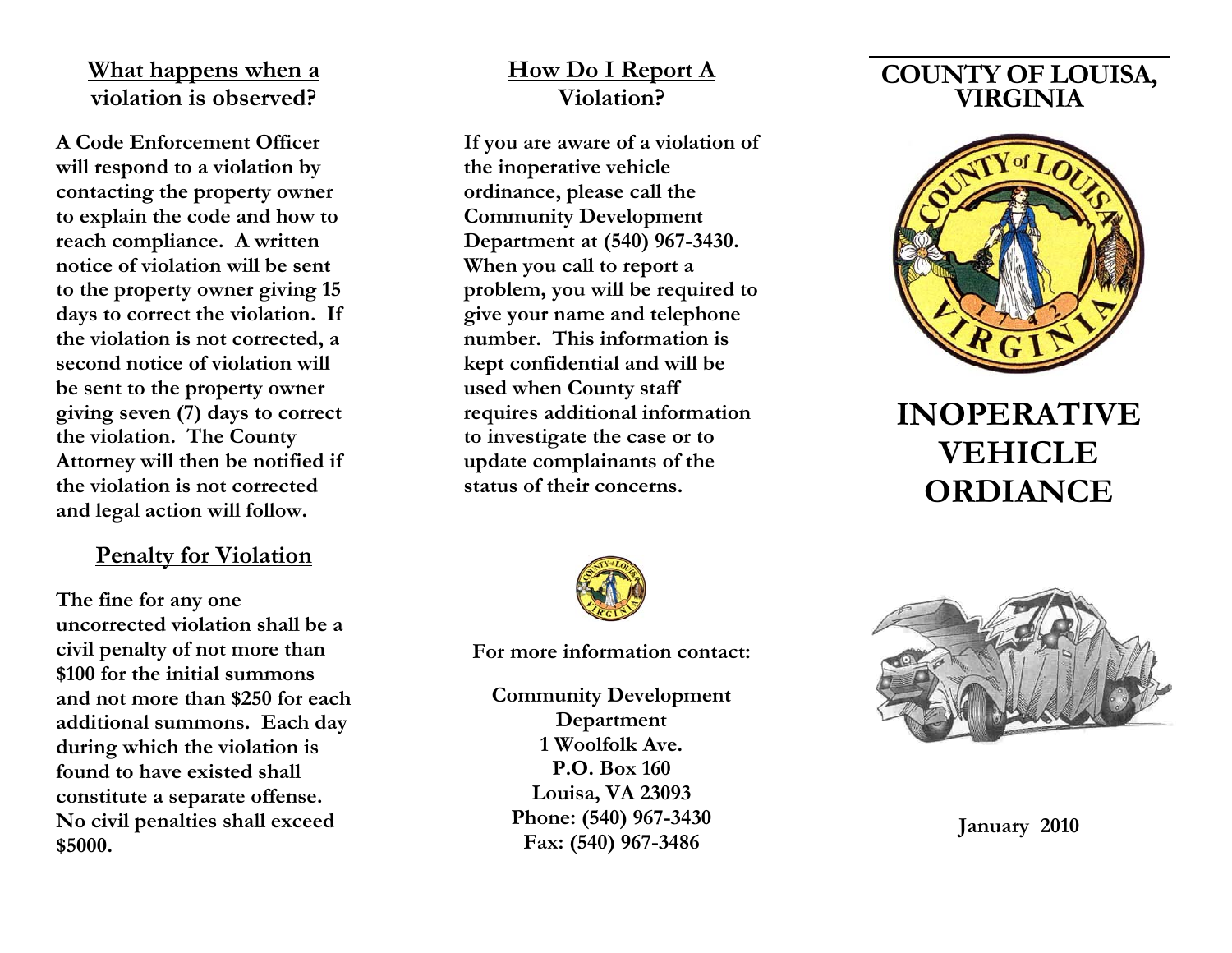## What happens when a violation is observed?

**A Code Enforcement Officer will respond to a violation by contacting the property owner to explain the code and how to reach compliance. A written notice of violation will be sent to the property owner giving 15 days to correct the violation. If the violation is not corrected, a second notice of violation will be sent to the property owner giving seven (7) days to correct the violation. The County Attorney will then be notified if the violation is not corrected and legal action will follow.**

## Penalty for Violation

**The fine for any one uncorrected violation shall be a civil penalty of not more than $100 for the initial summons and not more than $250 for each additional summons. Each day during which the violation is found to have existed shall constitute a separate offense. No civil penalties shall exceed $5000.**

## How Do I Report A Violation?

**If you are aware of a violation of the inoperative vehicle ordinance, please call the Community Development Department at (540) 967-3430. When you call to report a problem, you will be required to give your name and telephone number. This information is kept confidential and will be used when County staff requires additional information to investigate the case or to update complainants of the status of their concerns.**

**For more information contact:**

**Community Development Department**
**1 Woolfolk Ave.**
**P.O. Box 160**
**Louisa, VA 23093**
**Phone: (540) 967-3430**
**Fax: (540) 967-3486**

# COUNTY OF LOUISA, VIRGINIA

# INOPERATIVE VEHICLE ORDIANCE

**January 2010**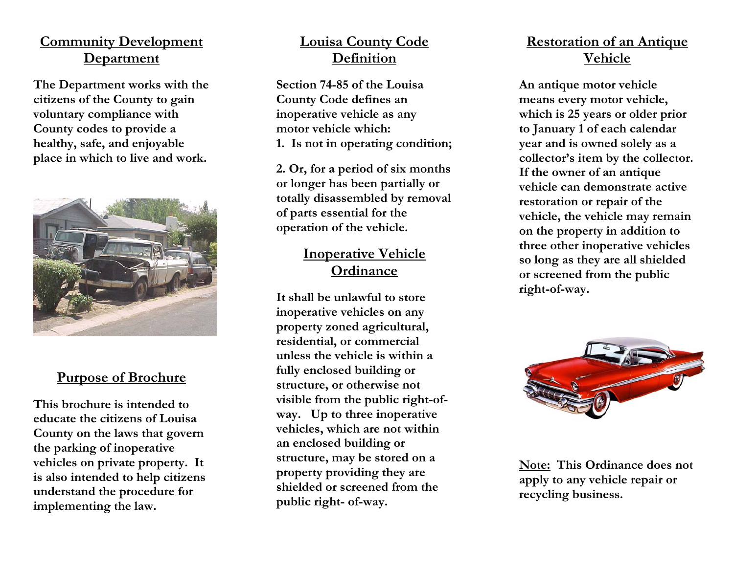## Community Development Department

**The Department works with the citizens of the County to gain voluntary compliance with County codes to provide a healthy, safe, and enjoyable place in which to live and work.**

## Purpose of Brochure

**This brochure is intended to educate the citizens of Louisa County on the laws that govern the parking of inoperative vehicles on private property. It is also intended to help citizens understand the procedure for implementing the law.**

## Louisa County Code Definition

**Section 74-85 of the Louisa County Code defines an inoperative vehicle as any motor vehicle which:**

**1. Is not in operating condition;**

**2. Or, for a period of six months or longer has been partially or totally disassembled by removal of parts essential for the operation of the vehicle.**

## Inoperative Vehicle Ordinance

**It shall be unlawful to store inoperative vehicles on any property zoned agricultural, residential, or commercial unless the vehicle is within a fully enclosed building or structure, or otherwise not visible from the public right-of-way. Up to three inoperative vehicles, which are not within an enclosed building or structure, may be stored on a property providing they are shielded or screened from the public right- of-way.**

## Restoration of an Antique Vehicle

**An antique motor vehicle means every motor vehicle, which is 25 years or older prior to January 1 of each calendar year and is owned solely as a collector's item by the collector. If the owner of an antique vehicle can demonstrate active restoration or repair of the vehicle, the vehicle may remain on the property in addition to three other inoperative vehicles so long as they are all shielded or screened from the public right-of-way.**

**Note: This Ordinance does not apply to any vehicle repair or recycling business.**